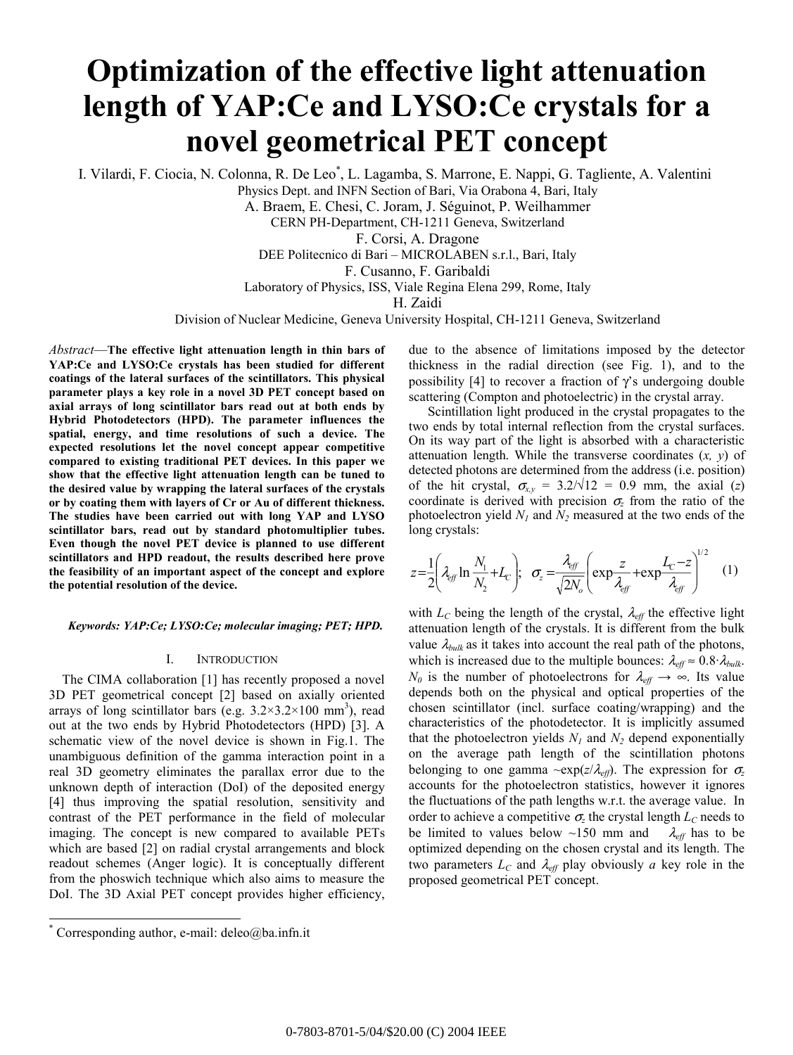# Optimization of the effective light attenuation length of YAP:Ce and LYSO:Ce crystals for a novel geometrical PET concept

I. Vilardi, F. Ciocia, N. Colonna, R. De Leo*, L. Lagamba, S. Marrone, E. Nappi, G. Tagliente, A. Valentini
Physics Dept. and INFN Section of Bari, Via Orabona 4, Bari, Italy
A. Braem, E. Chesi, C. Joram, J. Séguinot, P. Weilhammer
CERN PH-Department, CH-1211 Geneva, Switzerland
F. Corsi, A. Dragone
DEE Politecnico di Bari – MICROLABEN s.r.l., Bari, Italy
F. Cusanno, F. Garibaldi
Laboratory of Physics, ISS, Viale Regina Elena 299, Rome, Italy
H. Zaidi
Division of Nuclear Medicine, Geneva University Hospital, CH-1211 Geneva, Switzerland

*Abstract*—**The effective light attenuation length in thin bars of YAP:Ce and LYSO:Ce crystals has been studied for different coatings of the lateral surfaces of the scintillators. This physical parameter plays a key role in a novel 3D PET concept based on axial arrays of long scintillator bars read out at both ends by Hybrid Photodetectors (HPD). The parameter influences the spatial, energy, and time resolutions of such a device. The expected resolutions let the novel concept appear competitive compared to existing traditional PET devices. In this paper we show that the effective light attenuation length can be tuned to the desired value by wrapping the lateral surfaces of the crystals or by coating them with layers of Cr or Au of different thickness. The studies have been carried out with long YAP and LYSO scintillator bars, read out by standard photomultiplier tubes. Even though the novel PET device is planned to use different scintillators and HPD readout, the results described here prove the feasibility of an important aspect of the concept and explore the potential resolution of the device.**

***Keywords: YAP:Ce; LYSO:Ce; molecular imaging; PET; HPD.***

## I. Introduction

The CIMA collaboration [1] has recently proposed a novel 3D PET geometrical concept [2] based on axially oriented arrays of long scintillator bars (e.g. 3.2×3.2×100 mm$^3$), read out at the two ends by Hybrid Photodetectors (HPD) [3]. A schematic view of the novel device is shown in Fig.1. The unambiguous definition of the gamma interaction point in a real 3D geometry eliminates the parallax error due to the unknown depth of interaction (DoI) of the deposited energy [4] thus improving the spatial resolution, sensitivity and contrast of the PET performance in the field of molecular imaging. The concept is new compared to available PETs which are based [2] on radial crystal arrangements and block readout schemes (Anger logic). It is conceptually different from the phoswich technique which also aims to measure the DoI. The 3D Axial PET concept provides higher efficiency, due to the absence of limitations imposed by the detector thickness in the radial direction (see Fig. 1), and to the possibility [4] to recover a fraction of γ's undergoing double scattering (Compton and photoelectric) in the crystal array.

Scintillation light produced in the crystal propagates to the two ends by total internal reflection from the crystal surfaces. On its way part of the light is absorbed with a characteristic attenuation length. While the transverse coordinates ($x$, $y$) of detected photons are determined from the address (i.e. position) of the hit crystal, $\sigma_{x,y} = 3.2/\sqrt{12} = 0.9$ mm, the axial ($z$) coordinate is derived with precision $\sigma_z$ from the ratio of the photoelectron yield $N_1$ and $N_2$ measured at the two ends of the long crystals:

$$z = \frac{1}{2}\left(\lambda_{eff}\ln\frac{N_1}{N_2} + L_C\right);\quad \sigma_z = \frac{\lambda_{eff}}{\sqrt{2N_o}}\left(\exp\frac{z}{\lambda_{eff}} + \exp\frac{L_C - z}{\lambda_{eff}}\right)^{1/2} \quad (1)$$

with $L_C$ being the length of the crystal, $\lambda_{eff}$ the effective light attenuation length of the crystals. It is different from the bulk value $\lambda_{bulk}$ as it takes into account the real path of the photons, which is increased due to the multiple bounces: $\lambda_{eff} \approx 0.8 \cdot \lambda_{bulk}$. $N_0$ is the number of photoelectrons for $\lambda_{eff} \to \infty$. Its value depends both on the physical and optical properties of the chosen scintillator (incl. surface coating/wrapping) and the characteristics of the photodetector. It is implicitly assumed that the photoelectron yields $N_1$ and $N_2$ depend exponentially on the average path length of the scintillation photons belonging to one gamma $\sim\exp(z/\lambda_{eff})$. The expression for $\sigma_z$ accounts for the photoelectron statistics, however it ignores the fluctuations of the path lengths w.r.t. the average value. In order to achieve a competitive $\sigma_z$ the crystal length $L_C$ needs to be limited to values below ~150 mm and $\lambda_{eff}$ has to be optimized depending on the chosen crystal and its length. The two parameters $L_C$ and $\lambda_{eff}$ play obviously *a* key role in the proposed geometrical PET concept.

* Corresponding author, e-mail: deleo@ba.infn.it

0-7803-8701-5/04/$20.00 (C) 2004 IEEE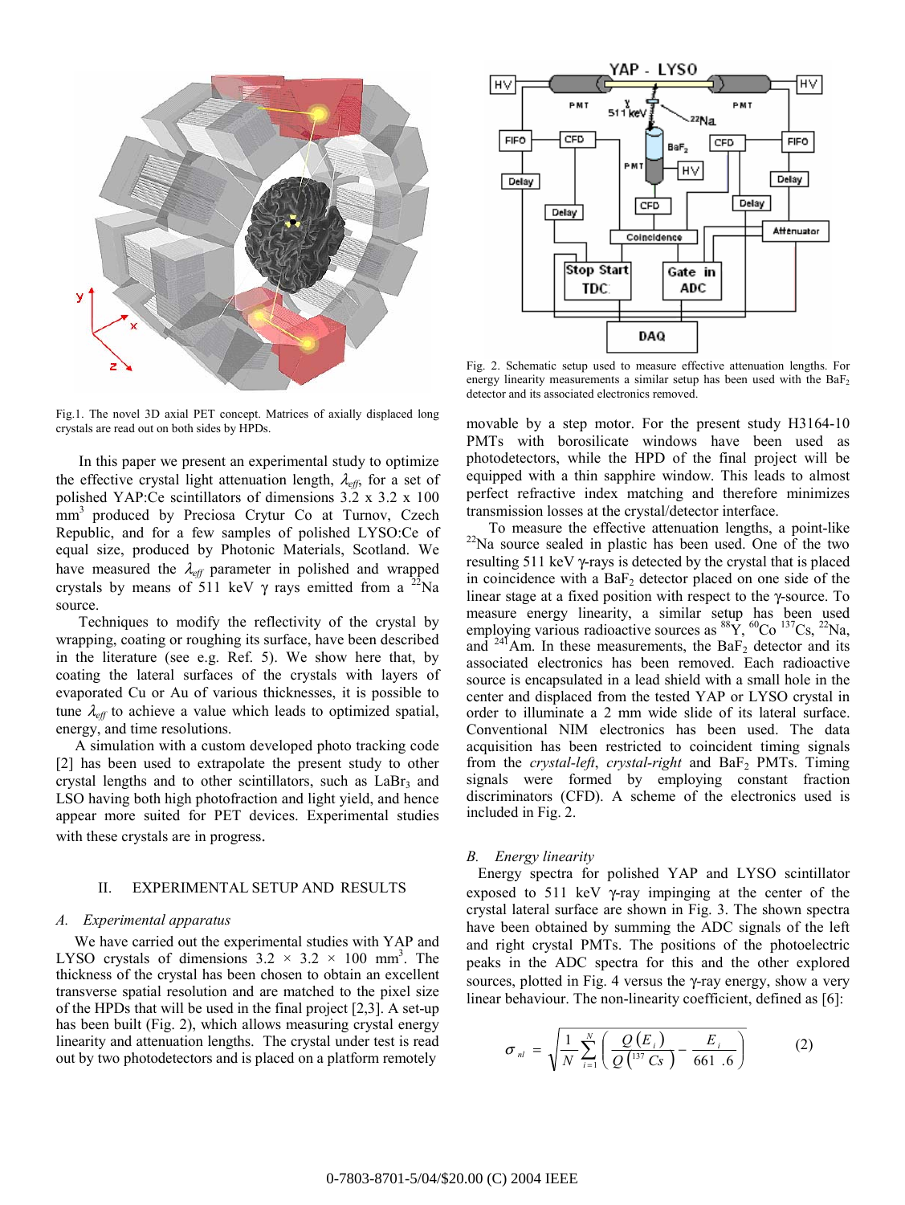Fig.1. The novel 3D axial PET concept. Matrices of axially displaced long crystals are read out on both sides by HPDs.

In this paper we present an experimental study to optimize the effective crystal light attenuation length, $\lambda_{eff}$, for a set of polished YAP:Ce scintillators of dimensions 3.2 x 3.2 x 100 mm$^3$ produced by Preciosa Crytur Co at Turnov, Czech Republic, and for a few samples of polished LYSO:Ce of equal size, produced by Photonic Materials, Scotland. We have measured the $\lambda_{eff}$ parameter in polished and wrapped crystals by means of 511 keV γ rays emitted from a $^{22}$Na source.

Techniques to modify the reflectivity of the crystal by wrapping, coating or roughing its surface, have been described in the literature (see e.g. Ref. 5). We show here that, by coating the lateral surfaces of the crystals with layers of evaporated Cu or Au of various thicknesses, it is possible to tune $\lambda_{eff}$ to achieve a value which leads to optimized spatial, energy, and time resolutions.

A simulation with a custom developed photo tracking code [2] has been used to extrapolate the present study to other crystal lengths and to other scintillators, such as $LaBr_3$ and LSO having both high photofraction and light yield, and hence appear more suited for PET devices. Experimental studies with these crystals are in progress.

## II. Experimental Setup and Results

### A. Experimental apparatus

We have carried out the experimental studies with YAP and LYSO crystals of dimensions 3.2 × 3.2 × 100 mm$^3$. The thickness of the crystal has been chosen to obtain an excellent transverse spatial resolution and are matched to the pixel size of the HPDs that will be used in the final project [2,3]. A set-up has been built (Fig. 2), which allows measuring crystal energy linearity and attenuation lengths. The crystal under test is read out by two photodetectors and is placed on a platform remotely movable by a step motor. For the present study H3164-10 PMTs with borosilicate windows have been used as photodetectors, while the HPD of the final project will be equipped with a thin sapphire window. This leads to almost perfect refractive index matching and therefore minimizes transmission losses at the crystal/detector interface.

To measure the effective attenuation lengths, a point-like $^{22}$Na source sealed in plastic has been used. One of the two resulting 511 keV γ-rays is detected by the crystal that is placed in coincidence with a $BaF_2$ detector placed on one side of the linear stage at a fixed position with respect to the γ-source. To measure energy linearity, a similar setup has been used employing various radioactive sources as $^{88}$Y, $^{60}$Co $^{137}$Cs, $^{22}$Na, and $^{241}$Am. In these measurements, the $BaF_2$ detector and its associated electronics has been removed. Each radioactive source is encapsulated in a lead shield with a small hole in the center and displaced from the tested YAP or LYSO crystal in order to illuminate a 2 mm wide slide of its lateral surface. Conventional NIM electronics has been used. The data acquisition has been restricted to coincident timing signals from the *crystal-left*, *crystal-right* and $BaF_2$ PMTs. Timing signals were formed by employing constant fraction discriminators (CFD). A scheme of the electronics used is included in Fig. 2.

Fig. 2. Schematic setup used to measure effective attenuation lengths. For energy linearity measurements a similar setup has been used with the $BaF_2$ detector and its associated electronics removed.

### B. Energy linearity

Energy spectra for polished YAP and LYSO scintillator exposed to 511 keV γ-ray impinging at the center of the crystal lateral surface are shown in Fig. 3. The shown spectra have been obtained by summing the ADC signals of the left and right crystal PMTs. The positions of the photoelectric peaks in the ADC spectra for this and the other explored sources, plotted in Fig. 4 versus the γ-ray energy, show a very linear behaviour. The non-linearity coefficient, defined as [6]:

$$\sigma_{nl} = \sqrt{\frac{1}{N}\sum_{i=1}^{N}\left(\frac{Q(E_i)}{Q(^{137}Cs)} - \frac{E_i}{661.6}\right)} \qquad (2)$$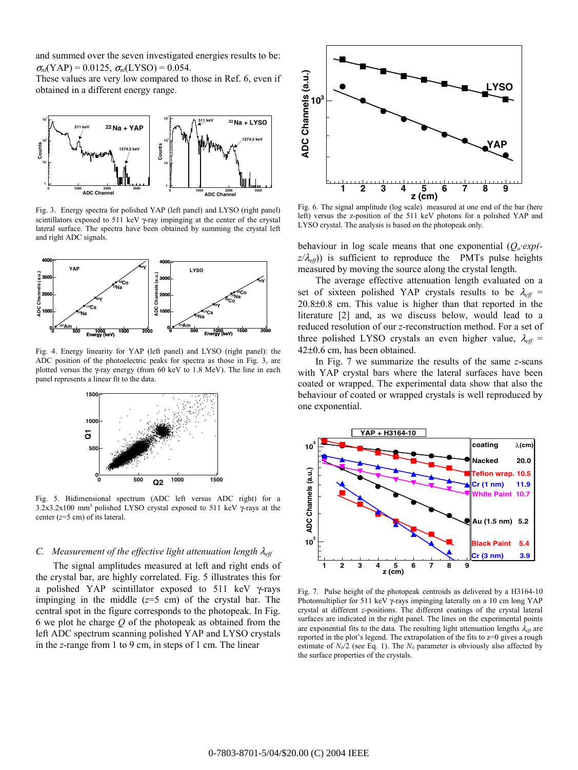and summed over the seven investigated energies results to be: $\sigma_{nl}$(YAP) = 0.0125, $\sigma_{nl}$(LYSO) = 0.054.
These values are very low compared to those in Ref. 6, even if obtained in a different energy range.

Fig. 3. Energy spectra for polished YAP (left panel) and LYSO (right panel) scintillators exposed to 511 keV γ-ray impinging at the center of the crystal lateral surface. The spectra have been obtained by summing the crystal left and right ADC signals.

Fig. 4. Energy linearity for YAP (left panel) and LYSO (right panel): the ADC position of the photoelectric peaks for spectra as those in Fig. 3, are plotted versus the γ-ray energy (from 60 keV to 1.8 MeV). The line in each panel represents a linear fit to the data.

Fig. 5. Bidimensional spectrum (ADC left versus ADC right) for a 3.2x3.2x100 mm$^3$ polished LYSO crystal exposed to 511 keV γ-rays at the center ($z$=5 cm) of its lateral.

### C. Measurement of the effective light attenuation length $\lambda_{eff}$

The signal amplitudes measured at left and right ends of the crystal bar, are highly correlated. Fig. 5 illustrates this for a polished YAP scintillator exposed to 511 keV γ-rays impinging in the middle ($z$=5 cm) of the crystal bar. The central spot in the figure corresponds to the photopeak. In Fig. 6 we plot he charge $Q$ of the photopeak as obtained from the left ADC spectrum scanning polished YAP and LYSO crystals in the $z$-range from 1 to 9 cm, in steps of 1 cm. The linear behaviour in log scale means that one exponential ($Q_o \cdot exp(-z/\lambda_{eff})$) is sufficient to reproduce the PMTs pulse heights measured by moving the source along the crystal length.

Fig. 6. The signal amplitude (log scale) measured at one end of the bar (here left) versus the z-position of the 511 keV photons for a polished YAP and LYSO crystal. The analysis is based on the photopeak only.

The average effective attenuation length evaluated on a set of sixteen polished YAP crystals results to be $\lambda_{eff}$ = 20.8±0.8 cm. This value is higher than that reported in the literature [2] and, as we discuss below, would lead to a reduced resolution of our $z$-reconstruction method. For a set of three polished LYSO crystals an even higher value, $\lambda_{eff}$ = 42±0.6 cm, has been obtained.

In Fig. 7 we summarize the results of the same $z$-scans with YAP crystal bars where the lateral surfaces have been coated or wrapped. The experimental data show that also the behaviour of coated or wrapped crystals is well reproduced by one exponential.

Fig. 7. Pulse height of the photopeak centroids as delivered by a H3164-10 Photomultiplier for 511 keV γ-rays impinging laterally on a 10 cm long YAP crystal at different $z$-positions. The different coatings of the crystal lateral surfaces are indicated in the right panel. The lines on the experimental points are exponential fits to the data. The resulting light attenuation lengths $\lambda_{eff}$ are reported in the plot's legend. The extrapolation of the fits to $z$=0 gives a rough estimate of $N_0/2$ (see Eq. 1). The $N_0$ parameter is obviously also affected by the surface properties of the crystals.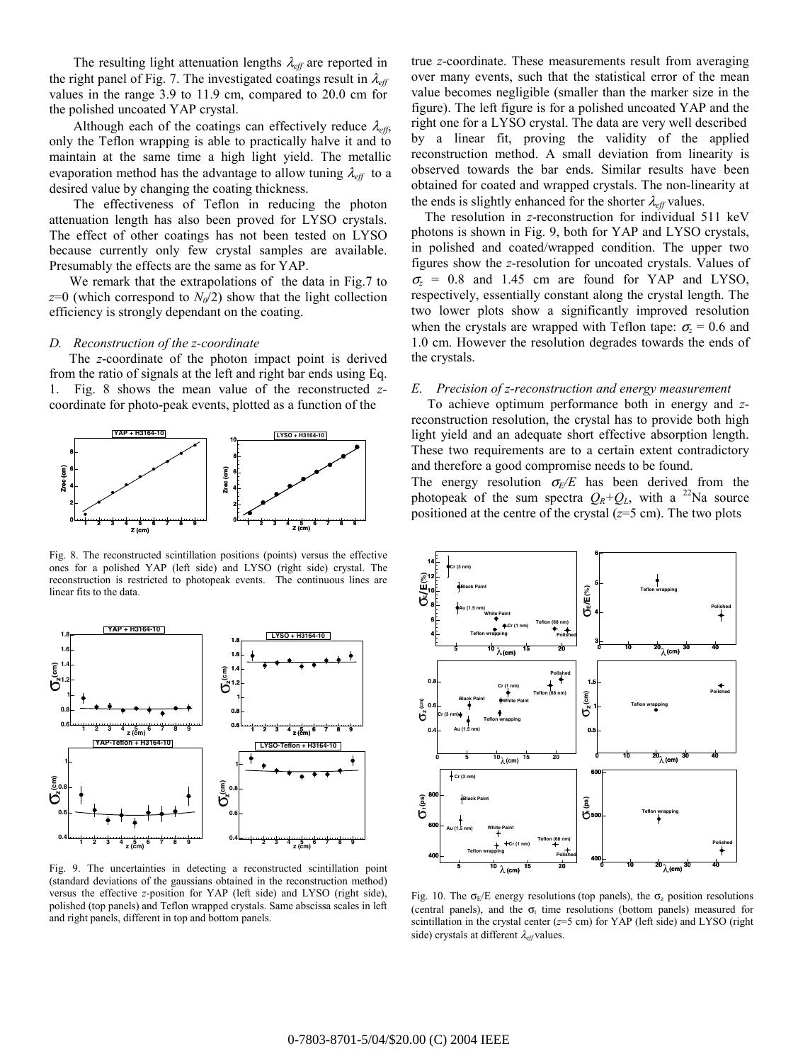The resulting light attenuation lengths $\lambda_{eff}$ are reported in the right panel of Fig. 7. The investigated coatings result in $\lambda_{eff}$ values in the range 3.9 to 11.9 cm, compared to 20.0 cm for the polished uncoated YAP crystal.

Although each of the coatings can effectively reduce $\lambda_{eff}$, only the Teflon wrapping is able to practically halve it and to maintain at the same time a high light yield. The metallic evaporation method has the advantage to allow tuning $\lambda_{eff}$ to a desired value by changing the coating thickness.

The effectiveness of Teflon in reducing the photon attenuation length has also been proved for LYSO crystals. The effect of other coatings has not been tested on LYSO because currently only few crystal samples are available. Presumably the effects are the same as for YAP.

We remark that the extrapolations of the data in Fig.7 to $z$=0 (which correspond to $N_0/2$) show that the light collection efficiency is strongly dependant on the coating.

### *D. Reconstruction of the z-coordinate*

The *z*-coordinate of the photon impact point is derived from the ratio of signals at the left and right bar ends using Eq. 1. Fig. 8 shows the mean value of the reconstructed *z*-coordinate for photo-peak events, plotted as a function of the true *z*-coordinate. These measurements result from averaging over many events, such that the statistical error of the mean value becomes negligible (smaller than the marker size in the figure). The left figure is for a polished uncoated YAP and the right one for a LYSO crystal. The data are very well described by a linear fit, proving the validity of the applied reconstruction method. A small deviation from linearity is observed towards the bar ends. Similar results have been obtained for coated and wrapped crystals. The non-linearity at the ends is slightly enhanced for the shorter $\lambda_{eff}$ values.

Fig. 8. The reconstructed scintillation positions (points) versus the effective ones for a polished YAP (left side) and LYSO (right side) crystal. The reconstruction is restricted to photopeak events. The continuous lines are linear fits to the data.

The resolution in *z*-reconstruction for individual 511 keV photons is shown in Fig. 9, both for YAP and LYSO crystals, in polished and coated/wrapped condition. The upper two figures show the *z*-resolution for uncoated crystals. Values of $\sigma_z$ = 0.8 and 1.45 cm are found for YAP and LYSO, respectively, essentially constant along the crystal length. The two lower plots show a significantly improved resolution when the crystals are wrapped with Teflon tape: $\sigma_z$ = 0.6 and 1.0 cm. However the resolution degrades towards the ends of the crystals.

Fig. 9. The uncertainties in detecting a reconstructed scintillation point (standard deviations of the gaussians obtained in the reconstruction method) versus the effective *z*-position for YAP (left side) and LYSO (right side), polished (top panels) and Teflon wrapped crystals. Same abscissa scales in left and right panels, different in top and bottom panels.

### *E. Precision of z-reconstruction and energy measurement*

To achieve optimum performance both in energy and *z*-reconstruction resolution, the crystal has to provide both high light yield and an adequate short effective absorption length. These two requirements are to a certain extent contradictory and therefore a good compromise needs to be found.

The energy resolution $\sigma_E/E$ has been derived from the photopeak of the sum spectra $Q_R$+$Q_L$, with a $^{22}$Na source positioned at the centre of the crystal ($z$=5 cm). The two plots

Fig. 10. The $\sigma_E/E$ energy resolutions (top panels), the $\sigma_z$ position resolutions (central panels), and the $\sigma_t$ time resolutions (bottom panels) measured for scintillation in the crystal center ($z$=5 cm) for YAP (left side) and LYSO (right side) crystals at different $\lambda_{eff}$ values.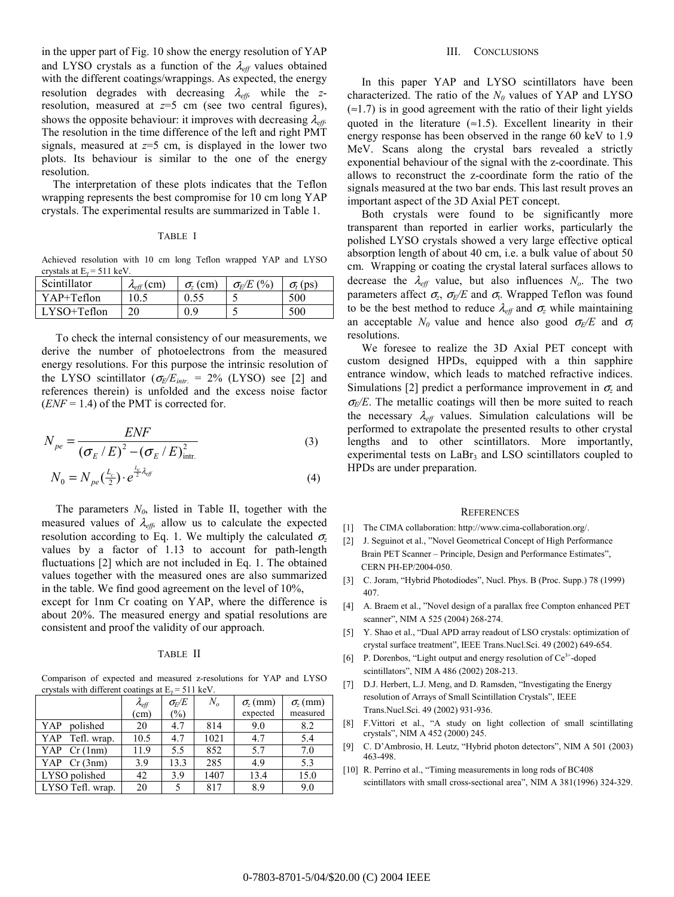in the upper part of Fig. 10 show the energy resolution of YAP and LYSO crystals as a function of the $\lambda_{eff}$ values obtained with the different coatings/wrappings. As expected, the energy resolution degrades with decreasing $\lambda_{eff}$, while the $z$-resolution, measured at $z$=5 cm (see two central figures), shows the opposite behaviour: it improves with decreasing $\lambda_{eff}$. The resolution in the time difference of the left and right PMT signals, measured at $z$=5 cm, is displayed in the lower two plots. Its behaviour is similar to the one of the energy resolution.

The interpretation of these plots indicates that the Teflon wrapping represents the best compromise for 10 cm long YAP crystals. The experimental results are summarized in Table 1.

TABLE I

Achieved resolution with 10 cm long Teflon wrapped YAP and LYSO crystals at $E_\gamma$ = 511 keV.

| Scintillator | $\lambda_{eff}$ (cm) | $\sigma_z$ (cm) | $\sigma_E/E$ (%) | $\sigma_t$ (ps) |
|---|---|---|---|---|
| YAP+Teflon | 10.5 | 0.55 | 5 | 500 |
| LYSO+Teflon | 20 | 0.9 | 5 | 500 |

To check the internal consistency of our measurements, we derive the number of photoelectrons from the measured energy resolutions. For this purpose the intrinsic resolution of the LYSO scintillator ($\sigma_E/E_{intr.}$ = 2% (LYSO) see [2] and references therein) is unfolded and the excess noise factor ($ENF$ = 1.4) of the PMT is corrected for.

$$N_{pe} = \frac{ENF}{(\sigma_E/E)^2 - (\sigma_E/E)^2_{\text{intr.}}} \tag{3}$$

$$N_0 = N_{pe}(\tfrac{L_c}{2}) \cdot e^{\frac{L_c}{2}\lambda_{eff}} \tag{4}$$

The parameters $N_0$, listed in Table II, together with the measured values of $\lambda_{eff}$, allow us to calculate the expected resolution according to Eq. 1. We multiply the calculated $\sigma_z$ values by a factor of 1.13 to account for path-length fluctuations [2] which are not included in Eq. 1. The obtained values together with the measured ones are also summarized in the table. We find good agreement on the level of 10%, except for 1nm Cr coating on YAP, where the difference is about 20%. The measured energy and spatial resolutions are consistent and proof the validity of our approach.

TABLE II

Comparison of expected and measured z-resolutions for YAP and LYSO crystals with different coatings at $E_\gamma$ = 511 keV.

| | $\lambda_{eff}$ (cm) | $\sigma_E/E$ (%) | $N_o$ | $\sigma_z$ (mm) expected | $\sigma_z$ (mm) measured |
|---|---|---|---|---|---|
| YAP polished | 20 | 4.7 | 814 | 9.0 | 8.2 |
| YAP Tefl. wrap. | 10.5 | 4.7 | 1021 | 4.7 | 5.4 |
| YAP Cr (1nm) | 11.9 | 5.5 | 852 | 5.7 | 7.0 |
| YAP Cr (3nm) | 3.9 | 13.3 | 285 | 4.9 | 5.3 |
| LYSO polished | 42 | 3.9 | 1407 | 13.4 | 15.0 |
| LYSO Tefl. wrap. | 20 | 5 | 817 | 8.9 | 9.0 |

## III. Conclusions

In this paper YAP and LYSO scintillators have been characterized. The ratio of the $N_0$ values of YAP and LYSO (≈1.7) is in good agreement with the ratio of their light yields quoted in the literature (≈1.5). Excellent linearity in their energy response has been observed in the range 60 keV to 1.9 MeV. Scans along the crystal bars revealed a strictly exponential behaviour of the signal with the z-coordinate. This allows to reconstruct the z-coordinate form the ratio of the signals measured at the two bar ends. This last result proves an important aspect of the 3D Axial PET concept.

Both crystals were found to be significantly more transparent than reported in earlier works, particularly the polished LYSO crystals showed a very large effective optical absorption length of about 40 cm, i.e. a bulk value of about 50 cm. Wrapping or coating the crystal lateral surfaces allows to decrease the $\lambda_{eff}$ value, but also influences $N_o$. The two parameters affect $\sigma_z$, $\sigma_E/E$ and $\sigma_t$. Wrapped Teflon was found to be the best method to reduce $\lambda_{eff}$ and $\sigma_z$ while maintaining an acceptable $N_0$ value and hence also good $\sigma_E/E$ and $\sigma_t$ resolutions.

We foresee to realize the 3D Axial PET concept with custom designed HPDs, equipped with a thin sapphire entrance window, which leads to matched refractive indices. Simulations [2] predict a performance improvement in $\sigma_z$ and $\sigma_E/E$. The metallic coatings will then be more suited to reach the necessary $\lambda_{eff}$ values. Simulation calculations will be performed to extrapolate the presented results to other crystal lengths and to other scintillators. More importantly, experimental tests on $LaBr_3$ and LSO scintillators coupled to HPDs are under preparation.

## References

[1] The CIMA collaboration: http://www.cima-collaboration.org/.

[2] J. Seguinot et al., "Novel Geometrical Concept of High Performance Brain PET Scanner – Principle, Design and Performance Estimates", CERN PH-EP/2004-050.

[3] C. Joram, "Hybrid Photodiodes", Nucl. Phys. B (Proc. Supp.) 78 (1999) 407.

[4] A. Braem et al., "Novel design of a parallax free Compton enhanced PET scanner", NIM A 525 (2004) 268-274.

[5] Y. Shao et al., "Dual APD array readout of LSO crystals: optimization of crystal surface treatment", IEEE Trans.Nucl.Sci. 49 (2002) 649-654.

[6] P. Dorenbos, "Light output and energy resolution of $Ce^{3+}$-doped scintillators", NIM A 486 (2002) 208-213.

[7] D.J. Herbert, L.J. Meng, and D. Ramsden, "Investigating the Energy resolution of Arrays of Small Scintillation Crystals", IEEE Trans.Nucl.Sci. 49 (2002) 931-936.

[8] F.Vittori et al., "A study on light collection of small scintillating crystals", NIM A 452 (2000) 245.

[9] C. D'Ambrosio, H. Leutz, "Hybrid photon detectors", NIM A 501 (2003) 463-498.

[10] R. Perrino et al., "Timing measurements in long rods of BC408 scintillators with small cross-sectional area", NIM A 381(1996) 324-329.